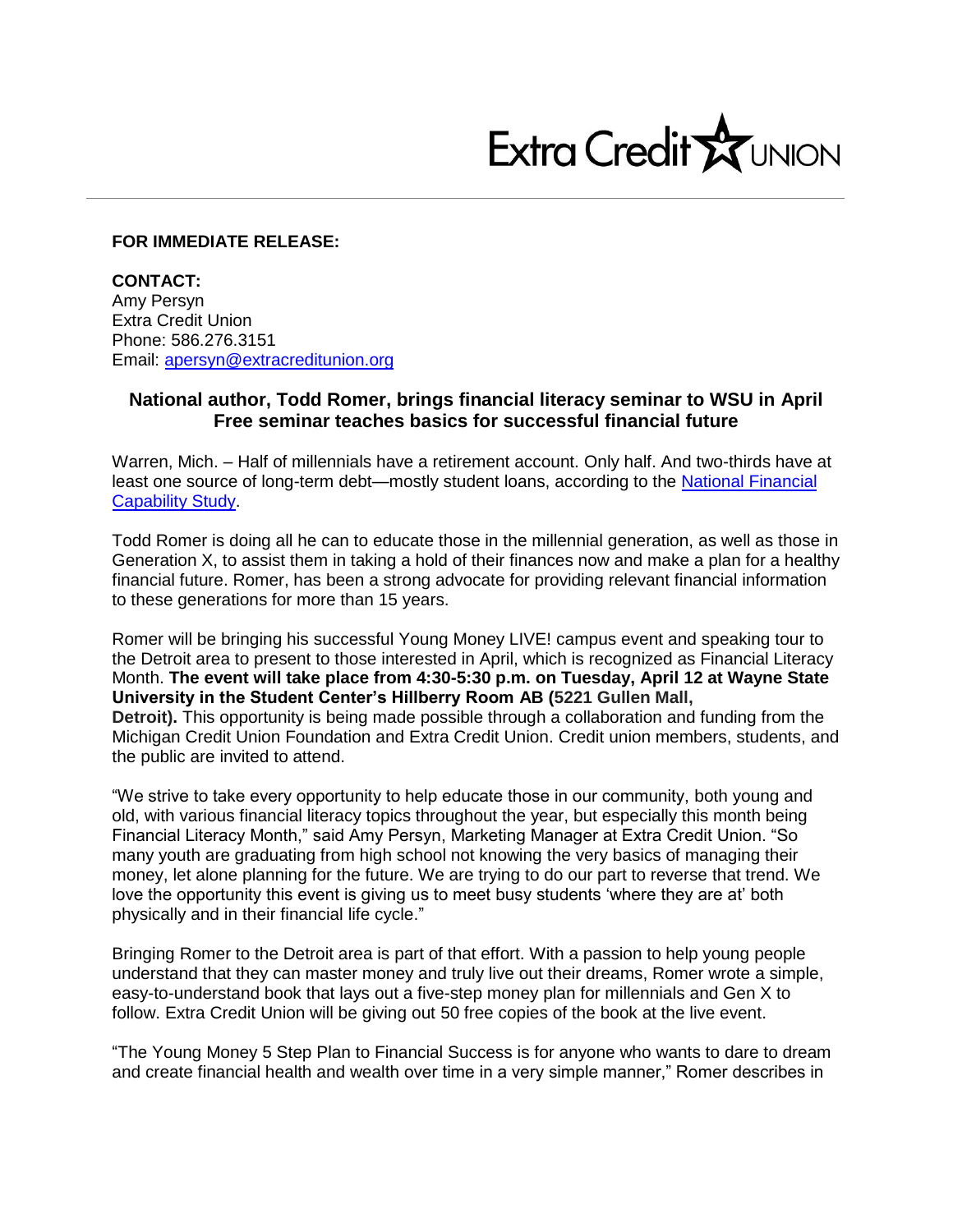Extra Credit UNION

**FOR IMMEDIATE RELEASE:**

**CONTACT:**
Amy Persyn
Extra Credit Union
Phone: 586.276.3151
Email: [apersyn@extracreditunion.org](mailto:apersyn@extracreditunion.org)

## National author, Todd Romer, brings financial literacy seminar to WSU in April
## Free seminar teaches basics for successful financial future

Warren, Mich. – Half of millennials have a retirement account. Only half. And two-thirds have at least one source of long-term debt—mostly student loans, according to the [National Financial Capability Study](#).

Todd Romer is doing all he can to educate those in the millennial generation, as well as those in Generation X, to assist them in taking a hold of their finances now and make a plan for a healthy financial future. Romer, has been a strong advocate for providing relevant financial information to these generations for more than 15 years.

Romer will be bringing his successful Young Money LIVE! campus event and speaking tour to the Detroit area to present to those interested in April, which is recognized as Financial Literacy Month. **The event will take place from 4:30-5:30 p.m. on Tuesday, April 12 at Wayne State University in the Student Center's Hillberry Room AB (5221 Gullen Mall, Detroit).** This opportunity is being made possible through a collaboration and funding from the Michigan Credit Union Foundation and Extra Credit Union. Credit union members, students, and the public are invited to attend.

"We strive to take every opportunity to help educate those in our community, both young and old, with various financial literacy topics throughout the year, but especially this month being Financial Literacy Month," said Amy Persyn, Marketing Manager at Extra Credit Union. "So many youth are graduating from high school not knowing the very basics of managing their money, let alone planning for the future. We are trying to do our part to reverse that trend. We love the opportunity this event is giving us to meet busy students 'where they are at' both physically and in their financial life cycle."

Bringing Romer to the Detroit area is part of that effort. With a passion to help young people understand that they can master money and truly live out their dreams, Romer wrote a simple, easy-to-understand book that lays out a five-step money plan for millennials and Gen X to follow. Extra Credit Union will be giving out 50 free copies of the book at the live event.

"The Young Money 5 Step Plan to Financial Success is for anyone who wants to dare to dream and create financial health and wealth over time in a very simple manner," Romer describes in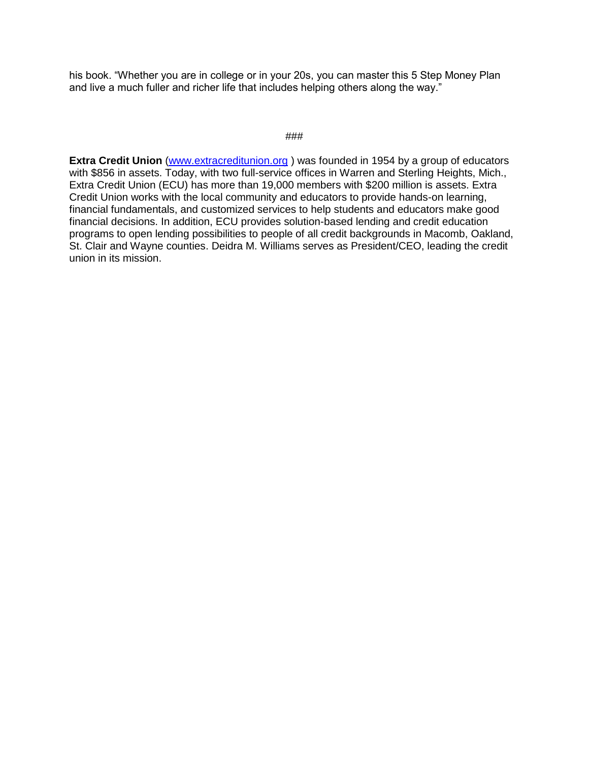his book. “Whether you are in college or in your 20s, you can master this 5 Step Money Plan and live a much fuller and richer life that includes helping others along the way.”

###

**Extra Credit Union** ([www.extracreditunion.org](http://www.extracreditunion.org) ) was founded in 1954 by a group of educators with $856 in assets. Today, with two full-service offices in Warren and Sterling Heights, Mich., Extra Credit Union (ECU) has more than 19,000 members with $200 million is assets. Extra Credit Union works with the local community and educators to provide hands-on learning, financial fundamentals, and customized services to help students and educators make good financial decisions. In addition, ECU provides solution-based lending and credit education programs to open lending possibilities to people of all credit backgrounds in Macomb, Oakland, St. Clair and Wayne counties. Deidra M. Williams serves as President/CEO, leading the credit union in its mission.